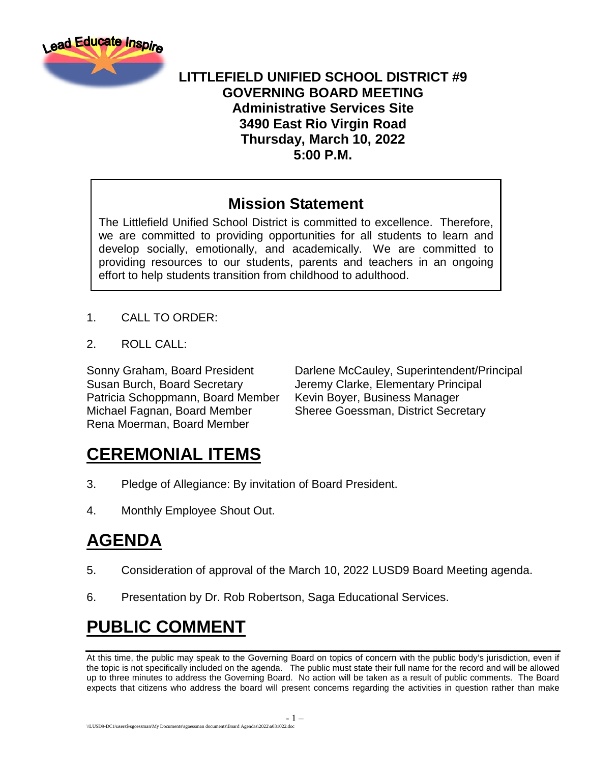**LITTLEFIELD UNIFIED SCHOOL DISTRICT #9**
**GOVERNING BOARD MEETING**
**Administrative Services Site**
**3490 East Rio Virgin Road**
**Thursday, March 10, 2022**
**5:00 P.M.**

## Mission Statement

The Littlefield Unified School District is committed to excellence. Therefore, we are committed to providing opportunities for all students to learn and develop socially, emotionally, and academically. We are committed to providing resources to our students, parents and teachers in an ongoing effort to help students transition from childhood to adulthood.

1. CALL TO ORDER:

2. ROLL CALL:

Sonny Graham, Board President
Susan Burch, Board Secretary
Patricia Schoppmann, Board Member
Michael Fagnan, Board Member
Rena Moerman, Board Member

Darlene McCauley, Superintendent/Principal
Jeremy Clarke, Elementary Principal
Kevin Boyer, Business Manager
Sheree Goessman, District Secretary

# CEREMONIAL ITEMS

3. Pledge of Allegiance: By invitation of Board President.

4. Monthly Employee Shout Out.

# AGENDA

5. Consideration of approval of the March 10, 2022 LUSD9 Board Meeting agenda.

6. Presentation by Dr. Rob Robertson, Saga Educational Services.

# PUBLIC COMMENT

At this time, the public may speak to the Governing Board on topics of concern with the public body's jurisdiction, even if the topic is not specifically included on the agenda. The public must state their full name for the record and will be allowed up to three minutes to address the Governing Board. No action will be taken as a result of public comments. The Board expects that citizens who address the board will present concerns regarding the activities in question rather than make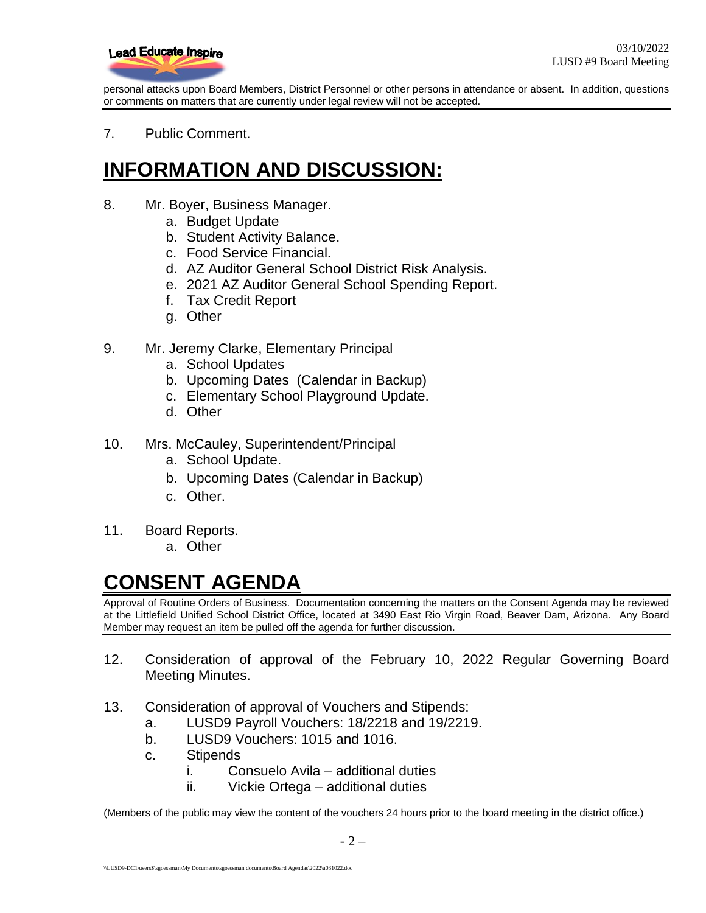personal attacks upon Board Members, District Personnel or other persons in attendance or absent. In addition, questions or comments on matters that are currently under legal review will not be accepted.

7. Public Comment.

# INFORMATION AND DISCUSSION:

8. Mr. Boyer, Business Manager.
   a. Budget Update
   b. Student Activity Balance.
   c. Food Service Financial.
   d. AZ Auditor General School District Risk Analysis.
   e. 2021 AZ Auditor General School Spending Report.
   f. Tax Credit Report
   g. Other

9. Mr. Jeremy Clarke, Elementary Principal
   a. School Updates
   b. Upcoming Dates (Calendar in Backup)
   c. Elementary School Playground Update.
   d. Other

10. Mrs. McCauley, Superintendent/Principal
    a. School Update.
    b. Upcoming Dates (Calendar in Backup)
    c. Other.

11. Board Reports.
    a. Other

# CONSENT AGENDA

Approval of Routine Orders of Business. Documentation concerning the matters on the Consent Agenda may be reviewed at the Littlefield Unified School District Office, located at 3490 East Rio Virgin Road, Beaver Dam, Arizona. Any Board Member may request an item be pulled off the agenda for further discussion.

12. Consideration of approval of the February 10, 2022 Regular Governing Board Meeting Minutes.

13. Consideration of approval of Vouchers and Stipends:
    a. LUSD9 Payroll Vouchers: 18/2218 and 19/2219.
    b. LUSD9 Vouchers: 1015 and 1016.
    c. Stipends
       i. Consuelo Avila – additional duties
       ii. Vickie Ortega – additional duties

(Members of the public may view the content of the vouchers 24 hours prior to the board meeting in the district office.)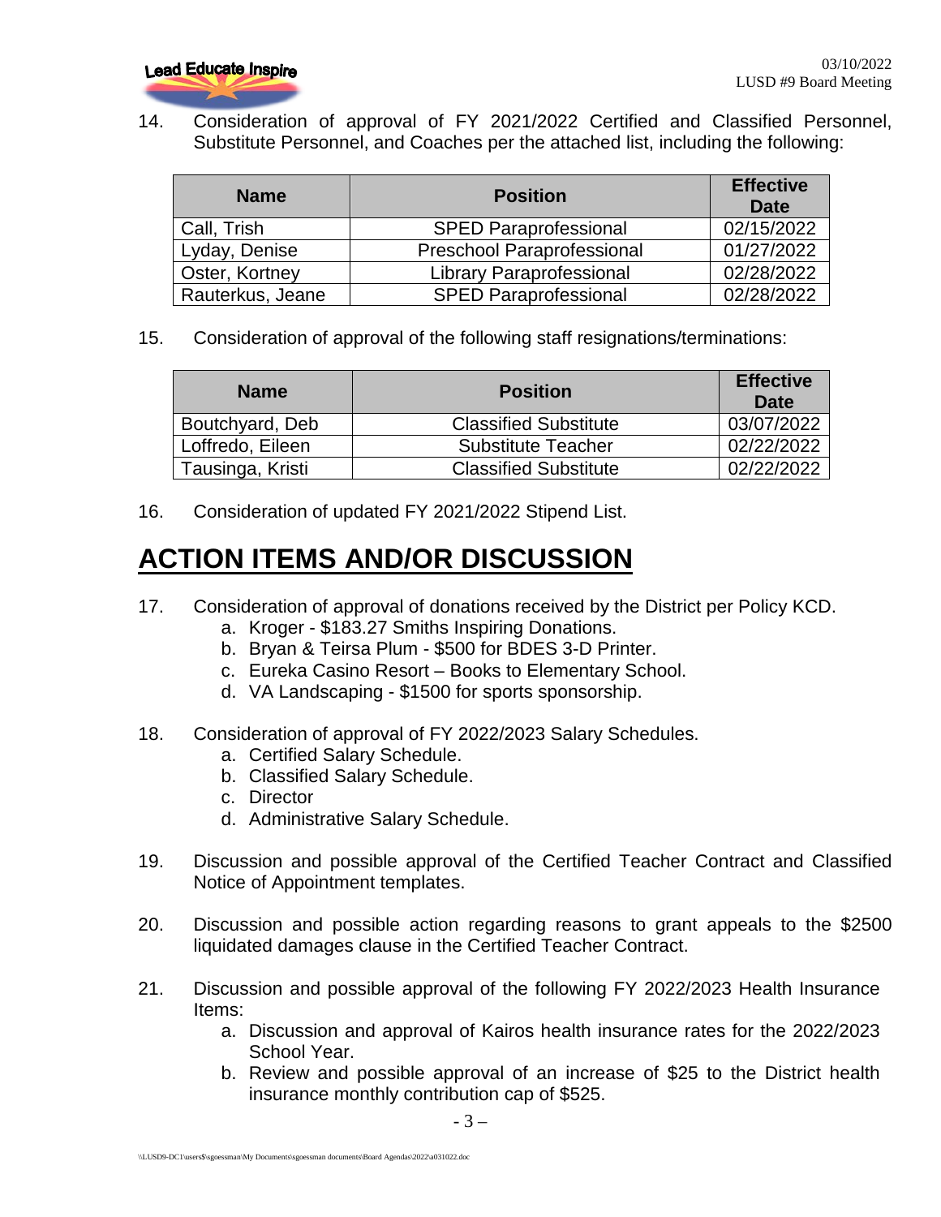14. Consideration of approval of FY 2021/2022 Certified and Classified Personnel, Substitute Personnel, and Coaches per the attached list, including the following:

| Name | Position | Effective Date |
|---|---|---|
| Call, Trish | SPED Paraprofessional | 02/15/2022 |
| Lyday, Denise | Preschool Paraprofessional | 01/27/2022 |
| Oster, Kortney | Library Paraprofessional | 02/28/2022 |
| Rauterkus, Jeane | SPED Paraprofessional | 02/28/2022 |

15. Consideration of approval of the following staff resignations/terminations:

| Name | Position | Effective Date |
|---|---|---|
| Boutchyard, Deb | Classified Substitute | 03/07/2022 |
| Loffredo, Eileen | Substitute Teacher | 02/22/2022 |
| Tausinga, Kristi | Classified Substitute | 02/22/2022 |

16. Consideration of updated FY 2021/2022 Stipend List.

# ACTION ITEMS AND/OR DISCUSSION

17. Consideration of approval of donations received by the District per Policy KCD.
    a. Kroger - $183.27 Smiths Inspiring Donations.
    b. Bryan & Teirsa Plum - $500 for BDES 3-D Printer.
    c. Eureka Casino Resort – Books to Elementary School.
    d. VA Landscaping - $1500 for sports sponsorship.

18. Consideration of approval of FY 2022/2023 Salary Schedules.
    a. Certified Salary Schedule.
    b. Classified Salary Schedule.
    c. Director
    d. Administrative Salary Schedule.

19. Discussion and possible approval of the Certified Teacher Contract and Classified Notice of Appointment templates.

20. Discussion and possible action regarding reasons to grant appeals to the $2500 liquidated damages clause in the Certified Teacher Contract.

21. Discussion and possible approval of the following FY 2022/2023 Health Insurance Items:
    a. Discussion and approval of Kairos health insurance rates for the 2022/2023 School Year.
    b. Review and possible approval of an increase of $25 to the District health insurance monthly contribution cap of $525.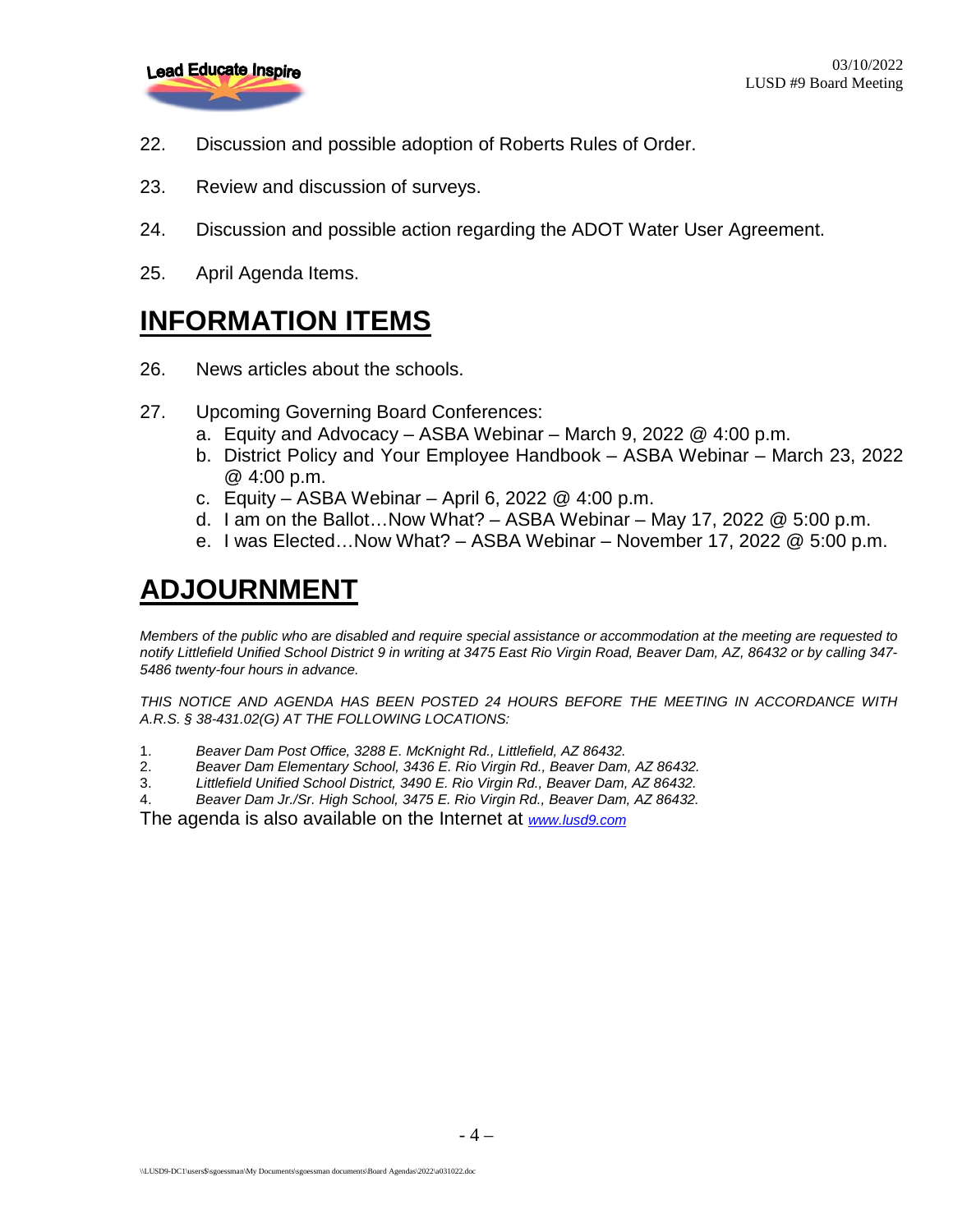22. Discussion and possible adoption of Roberts Rules of Order.

23. Review and discussion of surveys.

24. Discussion and possible action regarding the ADOT Water User Agreement.

25. April Agenda Items.

# INFORMATION ITEMS

26. News articles about the schools.

27. Upcoming Governing Board Conferences:
    a. Equity and Advocacy – ASBA Webinar – March 9, 2022 @ 4:00 p.m.
    b. District Policy and Your Employee Handbook – ASBA Webinar – March 23, 2022 @ 4:00 p.m.
    c. Equity – ASBA Webinar – April 6, 2022 @ 4:00 p.m.
    d. I am on the Ballot…Now What? – ASBA Webinar – May 17, 2022 @ 5:00 p.m.
    e. I was Elected…Now What? – ASBA Webinar – November 17, 2022 @ 5:00 p.m.

# ADJOURNMENT

*Members of the public who are disabled and require special assistance or accommodation at the meeting are requested to notify Littlefield Unified School District 9 in writing at 3475 East Rio Virgin Road, Beaver Dam, AZ, 86432 or by calling 347-5486 twenty-four hours in advance.*

*THIS NOTICE AND AGENDA HAS BEEN POSTED 24 HOURS BEFORE THE MEETING IN ACCORDANCE WITH A.R.S. § 38-431.02(G) AT THE FOLLOWING LOCATIONS:*

1. *Beaver Dam Post Office, 3288 E. McKnight Rd., Littlefield, AZ 86432.*
2. *Beaver Dam Elementary School, 3436 E. Rio Virgin Rd., Beaver Dam, AZ 86432.*
3. *Littlefield Unified School District, 3490 E. Rio Virgin Rd., Beaver Dam, AZ 86432.*
4. *Beaver Dam Jr./Sr. High School, 3475 E. Rio Virgin Rd., Beaver Dam, AZ 86432.*

The agenda is also available on the Internet at *www.lusd9.com*